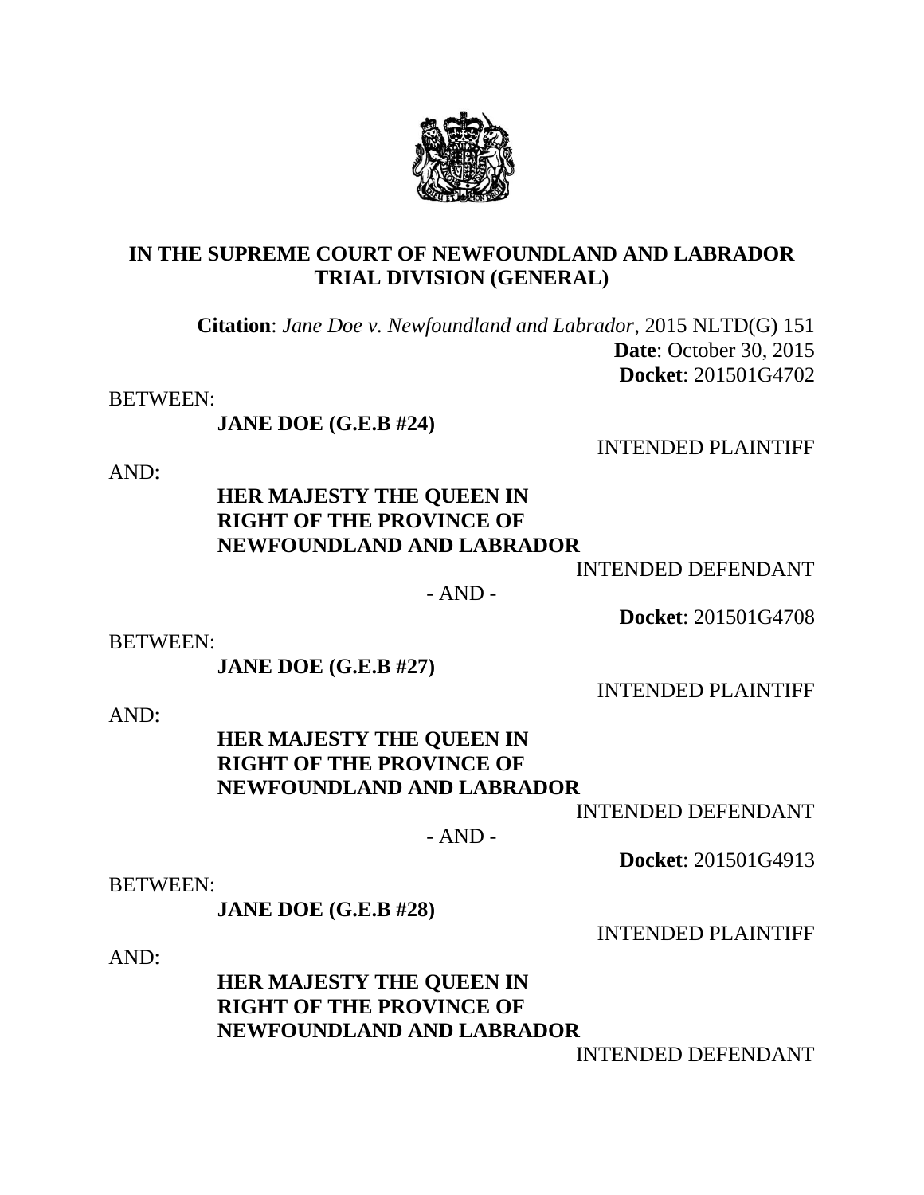**IN THE SUPREME COURT OF NEWFOUNDLAND AND LABRADOR**
**TRIAL DIVISION (GENERAL)**

**Citation**: *Jane Doe v. Newfoundland and Labrador*, 2015 NLTD(G) 151
**Date**: October 30, 2015
**Docket**: 201501G4702

BETWEEN:

**JANE DOE (G.E.B #24)**

INTENDED PLAINTIFF

AND:

**HER MAJESTY THE QUEEN IN RIGHT OF THE PROVINCE OF NEWFOUNDLAND AND LABRADOR**

INTENDED DEFENDANT

- AND -

**Docket**: 201501G4708

BETWEEN:

**JANE DOE (G.E.B #27)**

INTENDED PLAINTIFF

AND:

**HER MAJESTY THE QUEEN IN RIGHT OF THE PROVINCE OF NEWFOUNDLAND AND LABRADOR**

INTENDED DEFENDANT

- AND -

**Docket**: 201501G4913

BETWEEN:

**JANE DOE (G.E.B #28)**

INTENDED PLAINTIFF

AND:

**HER MAJESTY THE QUEEN IN RIGHT OF THE PROVINCE OF NEWFOUNDLAND AND LABRADOR**

INTENDED DEFENDANT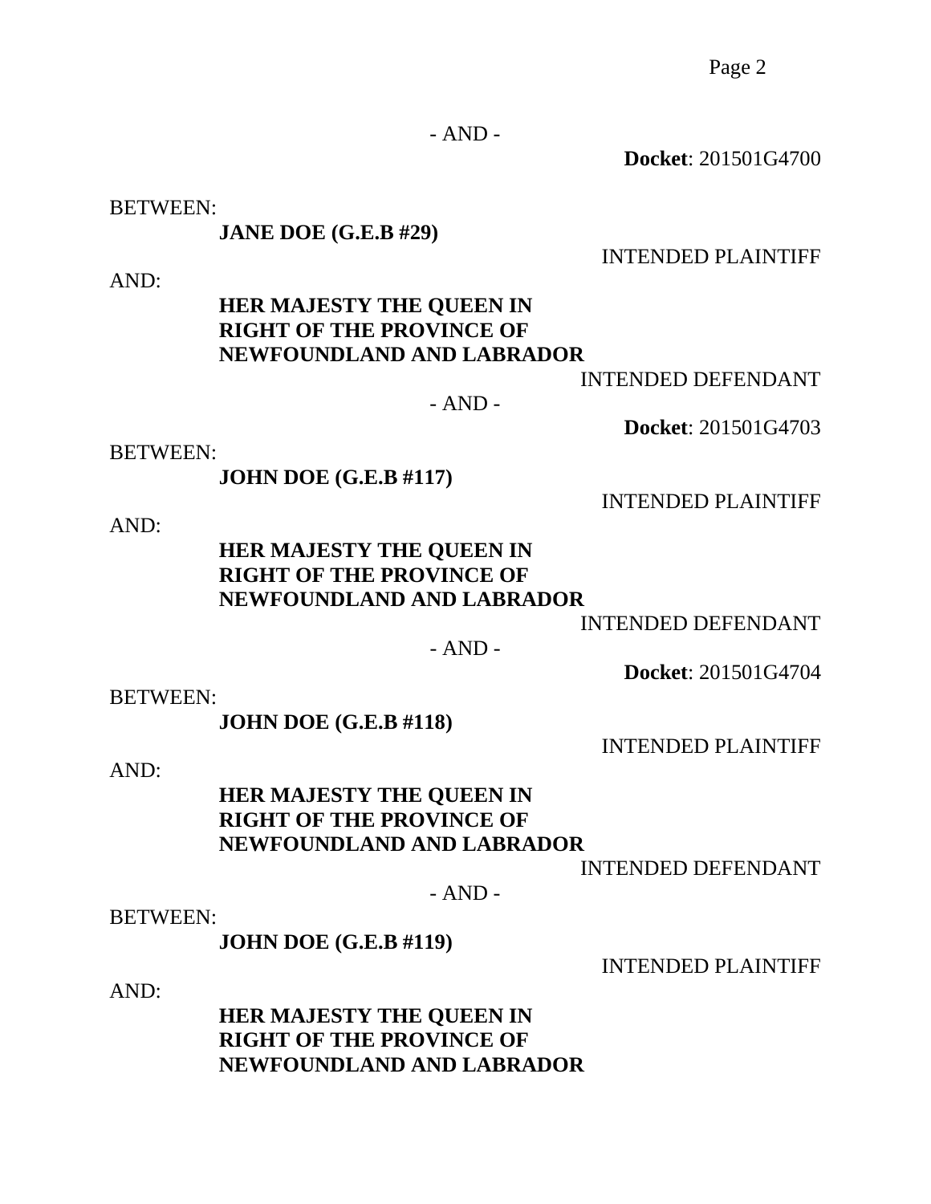- AND -

**Docket**: 201501G4700

BETWEEN:

**JANE DOE (G.E.B #29)**

INTENDED PLAINTIFF

AND:

**HER MAJESTY THE QUEEN IN RIGHT OF THE PROVINCE OF NEWFOUNDLAND AND LABRADOR**

INTENDED DEFENDANT

- AND -

**Docket**: 201501G4703

BETWEEN:

**JOHN DOE (G.E.B #117)**

INTENDED PLAINTIFF

AND:

**HER MAJESTY THE QUEEN IN RIGHT OF THE PROVINCE OF NEWFOUNDLAND AND LABRADOR**

INTENDED DEFENDANT

- AND -

**Docket**: 201501G4704

BETWEEN:

**JOHN DOE (G.E.B #118)**

INTENDED PLAINTIFF

AND:

**HER MAJESTY THE QUEEN IN RIGHT OF THE PROVINCE OF NEWFOUNDLAND AND LABRADOR**

INTENDED DEFENDANT

- AND -

BETWEEN:

**JOHN DOE (G.E.B #119)**

INTENDED PLAINTIFF

AND:

**HER MAJESTY THE QUEEN IN RIGHT OF THE PROVINCE OF NEWFOUNDLAND AND LABRADOR**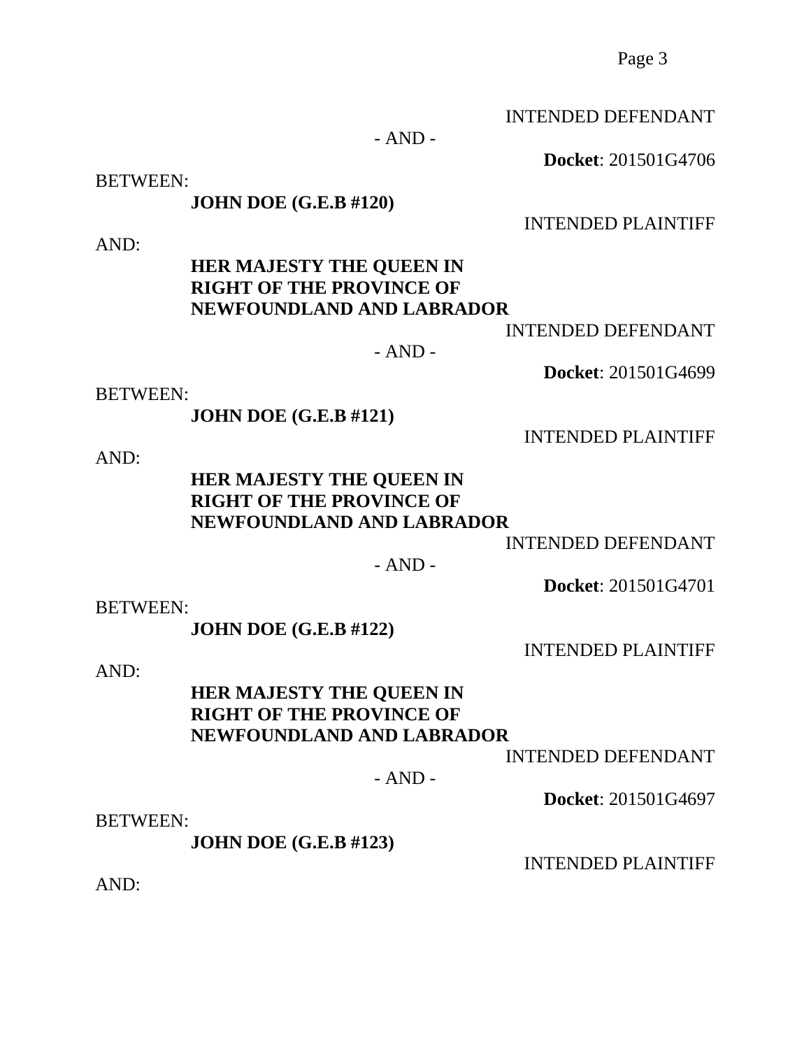INTENDED DEFENDANT

- AND -

**Docket**: 201501G4706

BETWEEN:

**JOHN DOE (G.E.B #120)**

INTENDED PLAINTIFF

AND:

**HER MAJESTY THE QUEEN IN RIGHT OF THE PROVINCE OF NEWFOUNDLAND AND LABRADOR**

INTENDED DEFENDANT

- AND -

**Docket**: 201501G4699

BETWEEN:

**JOHN DOE (G.E.B #121)**

INTENDED PLAINTIFF

AND:

**HER MAJESTY THE QUEEN IN RIGHT OF THE PROVINCE OF NEWFOUNDLAND AND LABRADOR**

INTENDED DEFENDANT

- AND -

**Docket**: 201501G4701

BETWEEN:

**JOHN DOE (G.E.B #122)**

INTENDED PLAINTIFF

AND:

**HER MAJESTY THE QUEEN IN RIGHT OF THE PROVINCE OF NEWFOUNDLAND AND LABRADOR**

INTENDED DEFENDANT

- AND -

**Docket**: 201501G4697

BETWEEN:

**JOHN DOE (G.E.B #123)**

INTENDED PLAINTIFF

AND: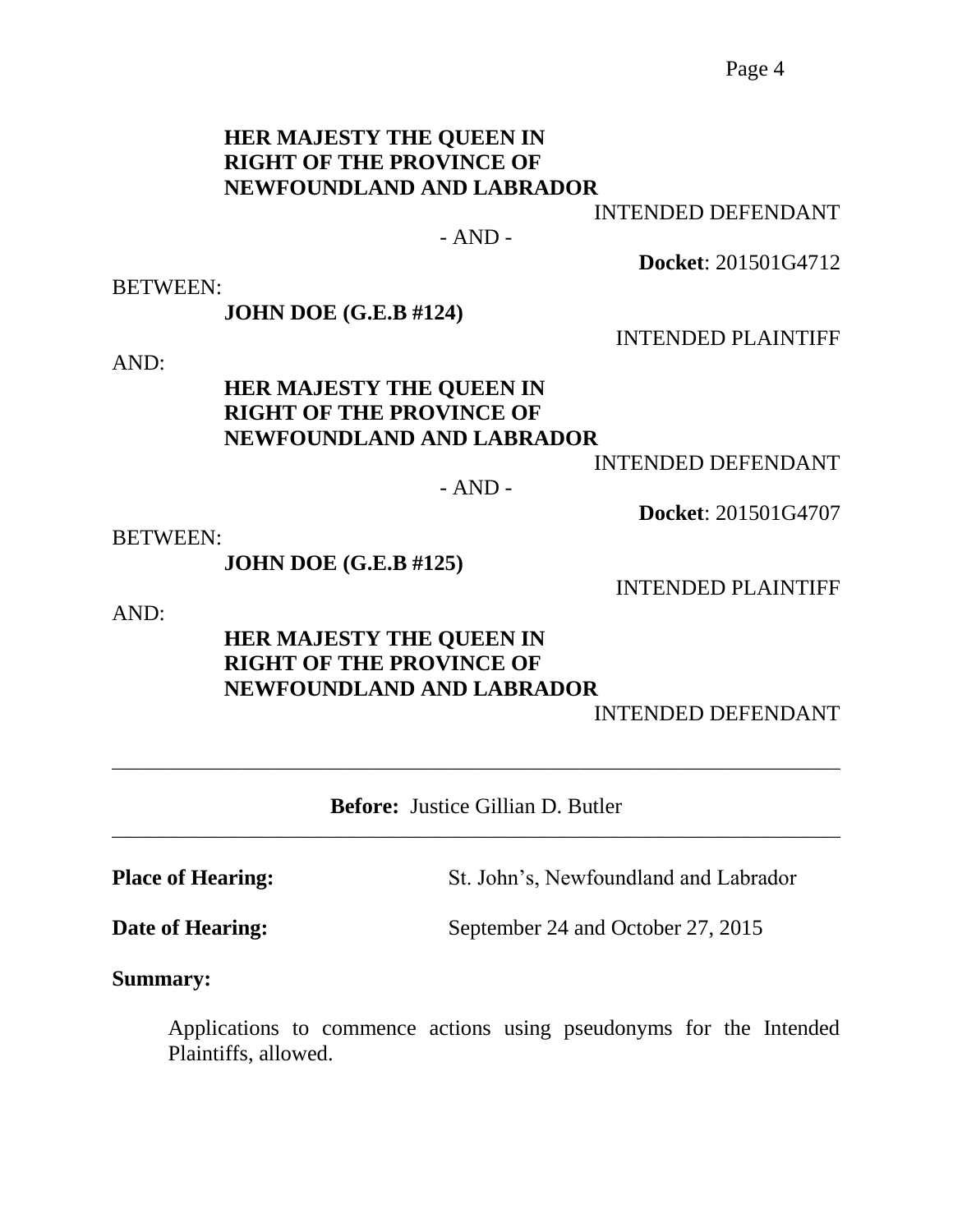**HER MAJESTY THE QUEEN IN RIGHT OF THE PROVINCE OF NEWFOUNDLAND AND LABRADOR**

INTENDED DEFENDANT

- AND -

**Docket**: 201501G4712

BETWEEN:

**JOHN DOE (G.E.B #124)**

INTENDED PLAINTIFF

AND:

**HER MAJESTY THE QUEEN IN RIGHT OF THE PROVINCE OF NEWFOUNDLAND AND LABRADOR**

INTENDED DEFENDANT

- AND -

**Docket**: 201501G4707

BETWEEN:

**JOHN DOE (G.E.B #125)**

INTENDED PLAINTIFF

AND:

**HER MAJESTY THE QUEEN IN RIGHT OF THE PROVINCE OF NEWFOUNDLAND AND LABRADOR**

INTENDED DEFENDANT

---

**Before:** Justice Gillian D. Butler

---

**Place of Hearing:** St. John's, Newfoundland and Labrador

**Date of Hearing:** September 24 and October 27, 2015

**Summary:**

Applications to commence actions using pseudonyms for the Intended Plaintiffs, allowed.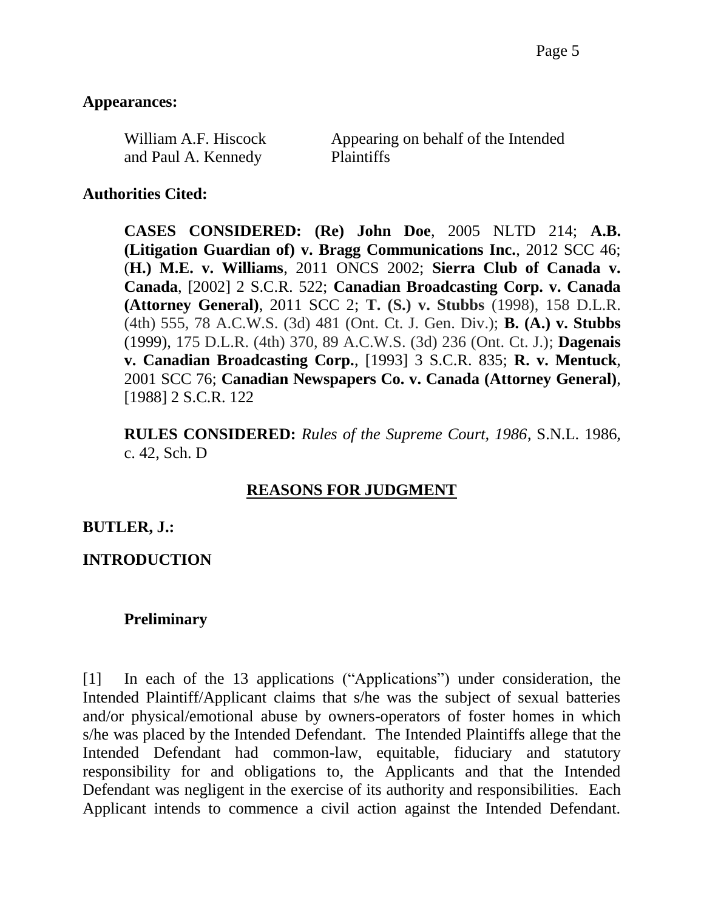**Appearances:**

| | |
|---|---|
| William A.F. Hiscock and Paul A. Kennedy | Appearing on behalf of the Intended Plaintiffs |

**Authorities Cited:**

**CASES CONSIDERED: (Re) John Doe**, 2005 NLTD 214; **A.B. (Litigation Guardian of) v. Bragg Communications Inc.**, 2012 SCC 46; (**H.) M.E. v. Williams**, 2011 ONCS 2002; **Sierra Club of Canada v. Canada**, [2002] 2 S.C.R. 522; **Canadian Broadcasting Corp. v. Canada (Attorney General)**, 2011 SCC 2; **T. (S.) v. Stubbs** (1998), 158 D.L.R. (4th) 555, 78 A.C.W.S. (3d) 481 (Ont. Ct. J. Gen. Div.); **B. (A.) v. Stubbs** (1999), 175 D.L.R. (4th) 370, 89 A.C.W.S. (3d) 236 (Ont. Ct. J.); **Dagenais v. Canadian Broadcasting Corp.**, [1993] 3 S.C.R. 835; **R. v. Mentuck**, 2001 SCC 76; **Canadian Newspapers Co. v. Canada (Attorney General)**, [1988] 2 S.C.R. 122

**RULES CONSIDERED:** *Rules of the Supreme Court, 1986*, S.N.L. 1986, c. 42, Sch. D

## REASONS FOR JUDGMENT

**BUTLER, J.:**

## INTRODUCTION

### Preliminary

[1] In each of the 13 applications ("Applications") under consideration, the Intended Plaintiff/Applicant claims that s/he was the subject of sexual batteries and/or physical/emotional abuse by owners-operators of foster homes in which s/he was placed by the Intended Defendant. The Intended Plaintiffs allege that the Intended Defendant had common-law, equitable, fiduciary and statutory responsibility for and obligations to, the Applicants and that the Intended Defendant was negligent in the exercise of its authority and responsibilities. Each Applicant intends to commence a civil action against the Intended Defendant.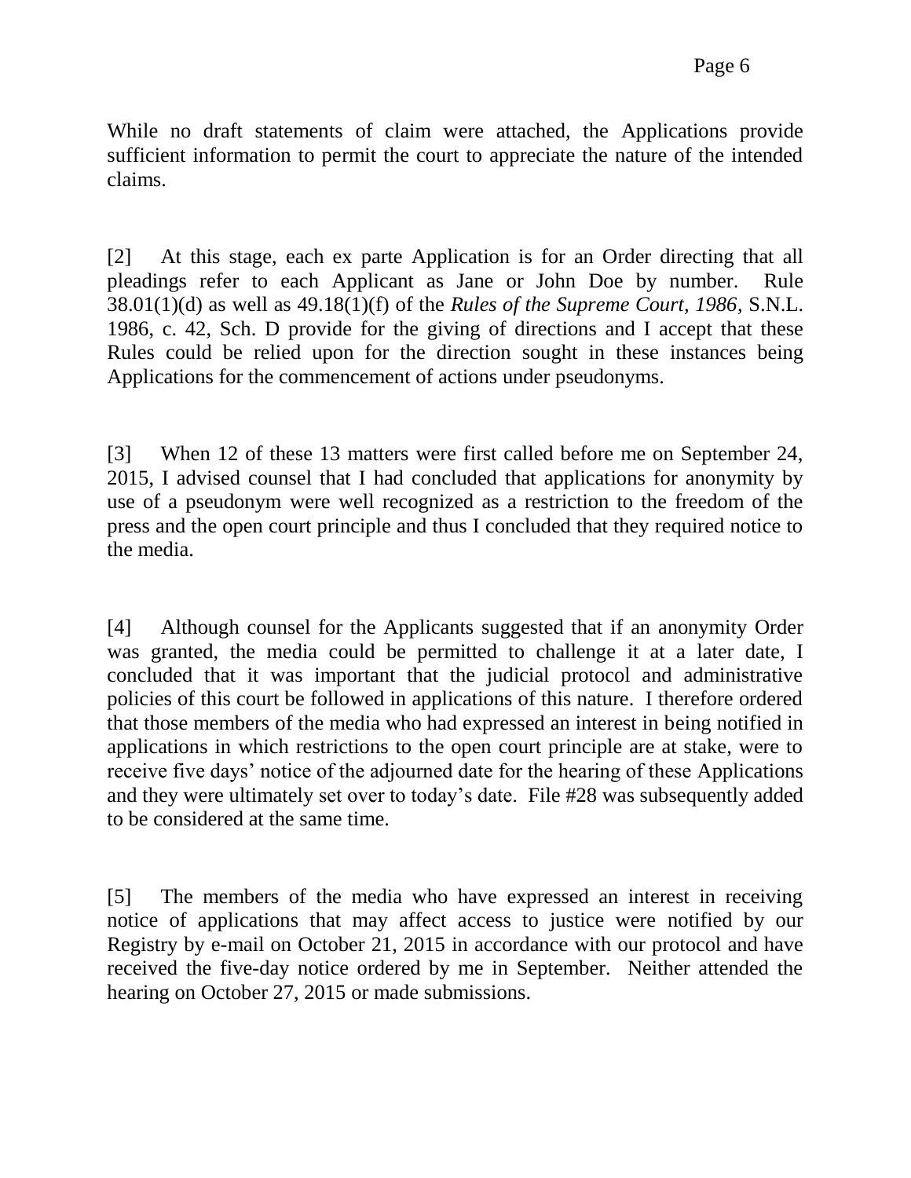While no draft statements of claim were attached, the Applications provide sufficient information to permit the court to appreciate the nature of the intended claims.

[2] At this stage, each ex parte Application is for an Order directing that all pleadings refer to each Applicant as Jane or John Doe by number. Rule 38.01(1)(d) as well as 49.18(1)(f) of the *Rules of the Supreme Court, 1986*, S.N.L. 1986, c. 42, Sch. D provide for the giving of directions and I accept that these Rules could be relied upon for the direction sought in these instances being Applications for the commencement of actions under pseudonyms.

[3] When 12 of these 13 matters were first called before me on September 24, 2015, I advised counsel that I had concluded that applications for anonymity by use of a pseudonym were well recognized as a restriction to the freedom of the press and the open court principle and thus I concluded that they required notice to the media.

[4] Although counsel for the Applicants suggested that if an anonymity Order was granted, the media could be permitted to challenge it at a later date, I concluded that it was important that the judicial protocol and administrative policies of this court be followed in applications of this nature. I therefore ordered that those members of the media who had expressed an interest in being notified in applications in which restrictions to the open court principle are at stake, were to receive five days' notice of the adjourned date for the hearing of these Applications and they were ultimately set over to today's date. File #28 was subsequently added to be considered at the same time.

[5] The members of the media who have expressed an interest in receiving notice of applications that may affect access to justice were notified by our Registry by e-mail on October 21, 2015 in accordance with our protocol and have received the five-day notice ordered by me in September. Neither attended the hearing on October 27, 2015 or made submissions.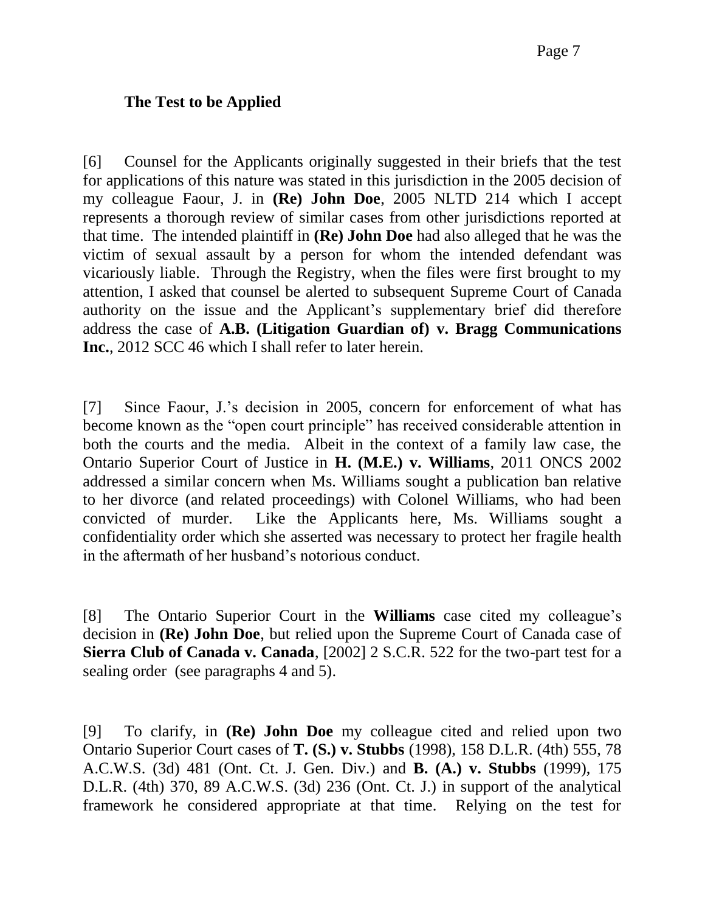**The Test to be Applied**

[6] Counsel for the Applicants originally suggested in their briefs that the test for applications of this nature was stated in this jurisdiction in the 2005 decision of my colleague Faour, J. in **(Re) John Doe**, 2005 NLTD 214 which I accept represents a thorough review of similar cases from other jurisdictions reported at that time. The intended plaintiff in **(Re) John Doe** had also alleged that he was the victim of sexual assault by a person for whom the intended defendant was vicariously liable. Through the Registry, when the files were first brought to my attention, I asked that counsel be alerted to subsequent Supreme Court of Canada authority on the issue and the Applicant's supplementary brief did therefore address the case of **A.B. (Litigation Guardian of) v. Bragg Communications Inc.**, 2012 SCC 46 which I shall refer to later herein.

[7] Since Faour, J.'s decision in 2005, concern for enforcement of what has become known as the "open court principle" has received considerable attention in both the courts and the media. Albeit in the context of a family law case, the Ontario Superior Court of Justice in **H. (M.E.) v. Williams**, 2011 ONCS 2002 addressed a similar concern when Ms. Williams sought a publication ban relative to her divorce (and related proceedings) with Colonel Williams, who had been convicted of murder. Like the Applicants here, Ms. Williams sought a confidentiality order which she asserted was necessary to protect her fragile health in the aftermath of her husband's notorious conduct.

[8] The Ontario Superior Court in the **Williams** case cited my colleague's decision in **(Re) John Doe**, but relied upon the Supreme Court of Canada case of **Sierra Club of Canada v. Canada**, [2002] 2 S.C.R. 522 for the two-part test for a sealing order (see paragraphs 4 and 5).

[9] To clarify, in **(Re) John Doe** my colleague cited and relied upon two Ontario Superior Court cases of **T. (S.) v. Stubbs** (1998), 158 D.L.R. (4th) 555, 78 A.C.W.S. (3d) 481 (Ont. Ct. J. Gen. Div.) and **B. (A.) v. Stubbs** (1999), 175 D.L.R. (4th) 370, 89 A.C.W.S. (3d) 236 (Ont. Ct. J.) in support of the analytical framework he considered appropriate at that time. Relying on the test for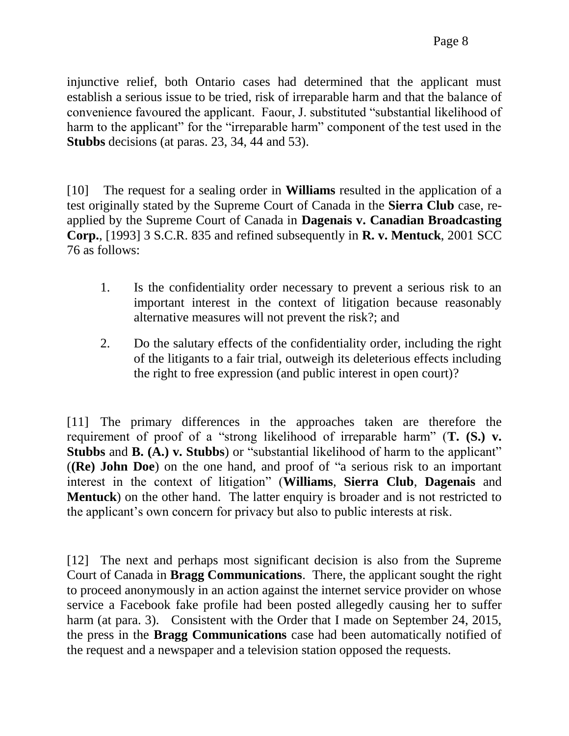injunctive relief, both Ontario cases had determined that the applicant must establish a serious issue to be tried, risk of irreparable harm and that the balance of convenience favoured the applicant. Faour, J. substituted "substantial likelihood of harm to the applicant" for the "irreparable harm" component of the test used in the **Stubbs** decisions (at paras. 23, 34, 44 and 53).

[10] The request for a sealing order in **Williams** resulted in the application of a test originally stated by the Supreme Court of Canada in the **Sierra Club** case, re-applied by the Supreme Court of Canada in **Dagenais v. Canadian Broadcasting Corp.**, [1993] 3 S.C.R. 835 and refined subsequently in **R. v. Mentuck**, 2001 SCC 76 as follows:

1. Is the confidentiality order necessary to prevent a serious risk to an important interest in the context of litigation because reasonably alternative measures will not prevent the risk?; and

2. Do the salutary effects of the confidentiality order, including the right of the litigants to a fair trial, outweigh its deleterious effects including the right to free expression (and public interest in open court)?

[11] The primary differences in the approaches taken are therefore the requirement of proof of a "strong likelihood of irreparable harm" (**T. (S.) v. Stubbs** and **B. (A.) v. Stubbs**) or "substantial likelihood of harm to the applicant" (**(Re) John Doe**) on the one hand, and proof of "a serious risk to an important interest in the context of litigation" (**Williams**, **Sierra Club**, **Dagenais** and **Mentuck**) on the other hand. The latter enquiry is broader and is not restricted to the applicant's own concern for privacy but also to public interests at risk.

[12] The next and perhaps most significant decision is also from the Supreme Court of Canada in **Bragg Communications**. There, the applicant sought the right to proceed anonymously in an action against the internet service provider on whose service a Facebook fake profile had been posted allegedly causing her to suffer harm (at para. 3). Consistent with the Order that I made on September 24, 2015, the press in the **Bragg Communications** case had been automatically notified of the request and a newspaper and a television station opposed the requests.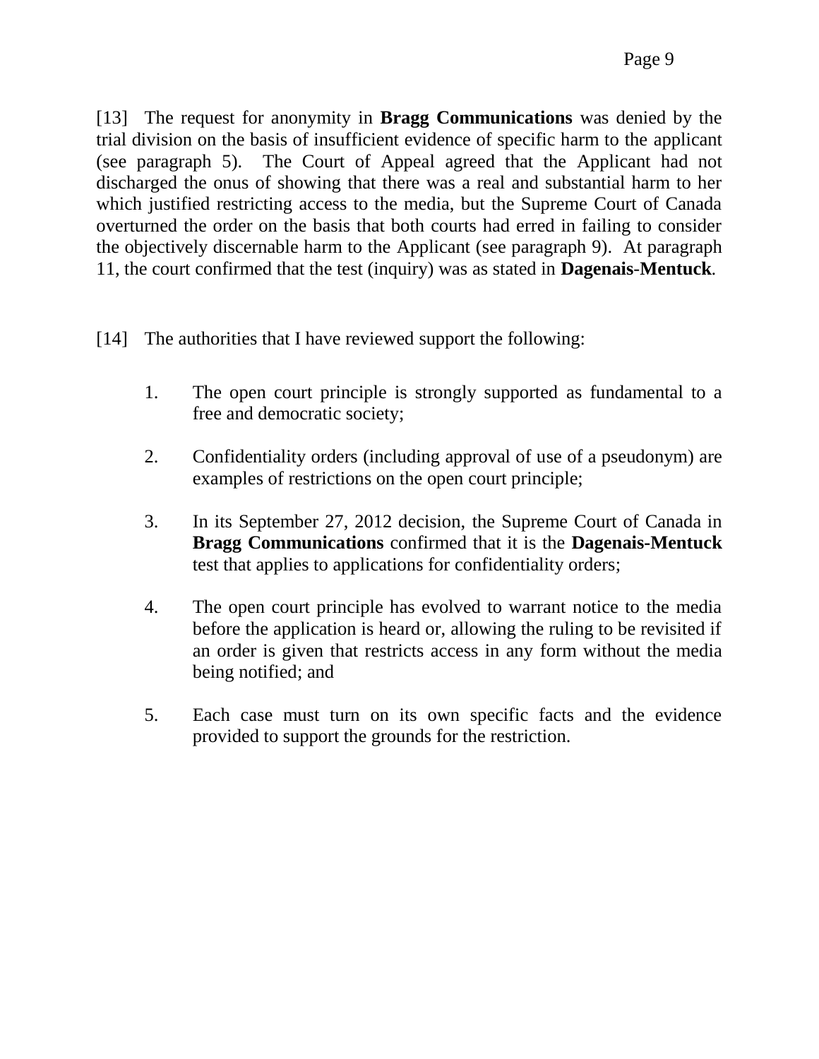[13] The request for anonymity in **Bragg Communications** was denied by the trial division on the basis of insufficient evidence of specific harm to the applicant (see paragraph 5). The Court of Appeal agreed that the Applicant had not discharged the onus of showing that there was a real and substantial harm to her which justified restricting access to the media, but the Supreme Court of Canada overturned the order on the basis that both courts had erred in failing to consider the objectively discernable harm to the Applicant (see paragraph 9). At paragraph 11, the court confirmed that the test (inquiry) was as stated in **Dagenais-Mentuck**.

[14] The authorities that I have reviewed support the following:

1. The open court principle is strongly supported as fundamental to a free and democratic society;

2. Confidentiality orders (including approval of use of a pseudonym) are examples of restrictions on the open court principle;

3. In its September 27, 2012 decision, the Supreme Court of Canada in **Bragg Communications** confirmed that it is the **Dagenais-Mentuck** test that applies to applications for confidentiality orders;

4. The open court principle has evolved to warrant notice to the media before the application is heard or, allowing the ruling to be revisited if an order is given that restricts access in any form without the media being notified; and

5. Each case must turn on its own specific facts and the evidence provided to support the grounds for the restriction.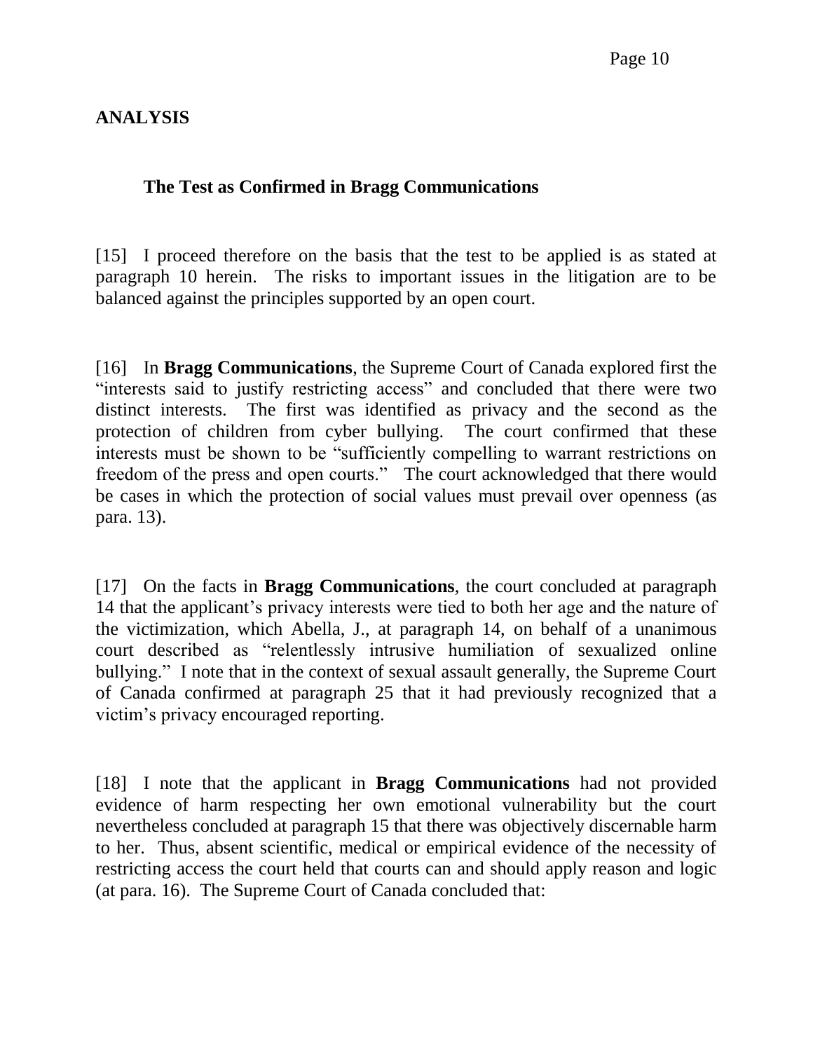## ANALYSIS

### The Test as Confirmed in Bragg Communications

[15] I proceed therefore on the basis that the test to be applied is as stated at paragraph 10 herein. The risks to important issues in the litigation are to be balanced against the principles supported by an open court.

[16] In **Bragg Communications**, the Supreme Court of Canada explored first the "interests said to justify restricting access" and concluded that there were two distinct interests. The first was identified as privacy and the second as the protection of children from cyber bullying. The court confirmed that these interests must be shown to be "sufficiently compelling to warrant restrictions on freedom of the press and open courts." The court acknowledged that there would be cases in which the protection of social values must prevail over openness (as para. 13).

[17] On the facts in **Bragg Communications**, the court concluded at paragraph 14 that the applicant's privacy interests were tied to both her age and the nature of the victimization, which Abella, J., at paragraph 14, on behalf of a unanimous court described as "relentlessly intrusive humiliation of sexualized online bullying." I note that in the context of sexual assault generally, the Supreme Court of Canada confirmed at paragraph 25 that it had previously recognized that a victim's privacy encouraged reporting.

[18] I note that the applicant in **Bragg Communications** had not provided evidence of harm respecting her own emotional vulnerability but the court nevertheless concluded at paragraph 15 that there was objectively discernable harm to her. Thus, absent scientific, medical or empirical evidence of the necessity of restricting access the court held that courts can and should apply reason and logic (at para. 16). The Supreme Court of Canada concluded that: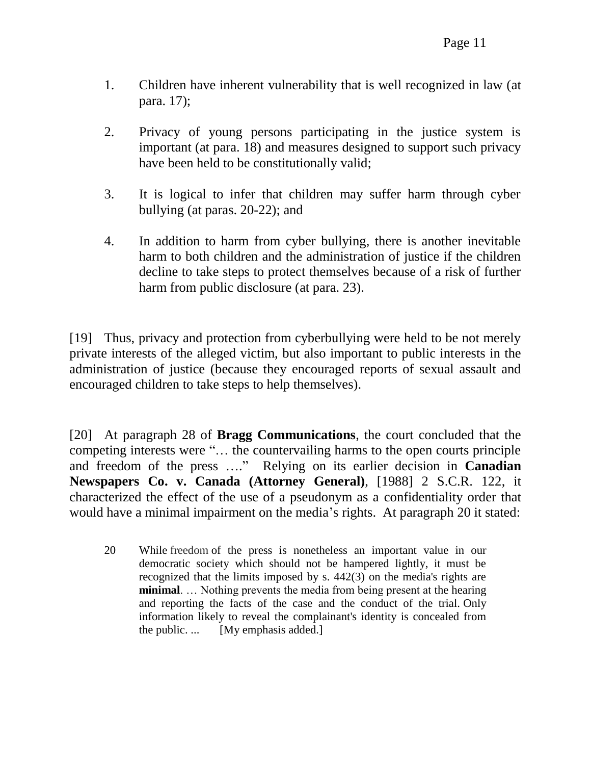1. Children have inherent vulnerability that is well recognized in law (at para. 17);

2. Privacy of young persons participating in the justice system is important (at para. 18) and measures designed to support such privacy have been held to be constitutionally valid;

3. It is logical to infer that children may suffer harm through cyber bullying (at paras. 20-22); and

4. In addition to harm from cyber bullying, there is another inevitable harm to both children and the administration of justice if the children decline to take steps to protect themselves because of a risk of further harm from public disclosure (at para. 23).

[19] Thus, privacy and protection from cyberbullying were held to be not merely private interests of the alleged victim, but also important to public interests in the administration of justice (because they encouraged reports of sexual assault and encouraged children to take steps to help themselves).

[20] At paragraph 28 of **Bragg Communications**, the court concluded that the competing interests were "… the countervailing harms to the open courts principle and freedom of the press …." Relying on its earlier decision in **Canadian Newspapers Co. v. Canada (Attorney General)**, [1988] 2 S.C.R. 122, it characterized the effect of the use of a pseudonym as a confidentiality order that would have a minimal impairment on the media's rights. At paragraph 20 it stated:

> 20 While freedom of the press is nonetheless an important value in our democratic society which should not be hampered lightly, it must be recognized that the limits imposed by s. 442(3) on the media's rights are **minimal**. … Nothing prevents the media from being present at the hearing and reporting the facts of the case and the conduct of the trial. Only information likely to reveal the complainant's identity is concealed from the public. ... [My emphasis added.]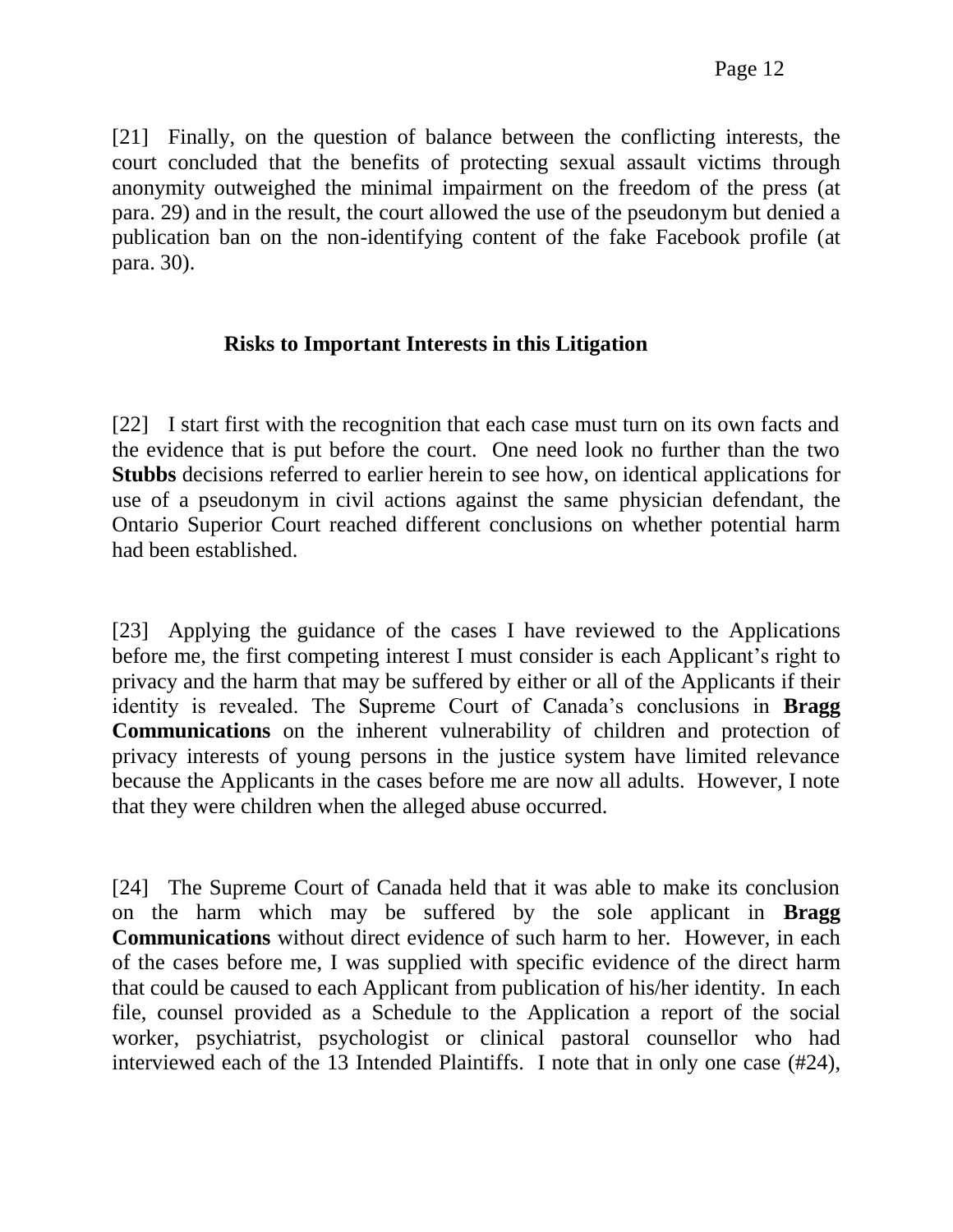[21] Finally, on the question of balance between the conflicting interests, the court concluded that the benefits of protecting sexual assault victims through anonymity outweighed the minimal impairment on the freedom of the press (at para. 29) and in the result, the court allowed the use of the pseudonym but denied a publication ban on the non-identifying content of the fake Facebook profile (at para. 30).

## Risks to Important Interests in this Litigation

[22] I start first with the recognition that each case must turn on its own facts and the evidence that is put before the court. One need look no further than the two **Stubbs** decisions referred to earlier herein to see how, on identical applications for use of a pseudonym in civil actions against the same physician defendant, the Ontario Superior Court reached different conclusions on whether potential harm had been established.

[23] Applying the guidance of the cases I have reviewed to the Applications before me, the first competing interest I must consider is each Applicant's right to privacy and the harm that may be suffered by either or all of the Applicants if their identity is revealed. The Supreme Court of Canada's conclusions in **Bragg Communications** on the inherent vulnerability of children and protection of privacy interests of young persons in the justice system have limited relevance because the Applicants in the cases before me are now all adults. However, I note that they were children when the alleged abuse occurred.

[24] The Supreme Court of Canada held that it was able to make its conclusion on the harm which may be suffered by the sole applicant in **Bragg Communications** without direct evidence of such harm to her. However, in each of the cases before me, I was supplied with specific evidence of the direct harm that could be caused to each Applicant from publication of his/her identity. In each file, counsel provided as a Schedule to the Application a report of the social worker, psychiatrist, psychologist or clinical pastoral counsellor who had interviewed each of the 13 Intended Plaintiffs. I note that in only one case (#24),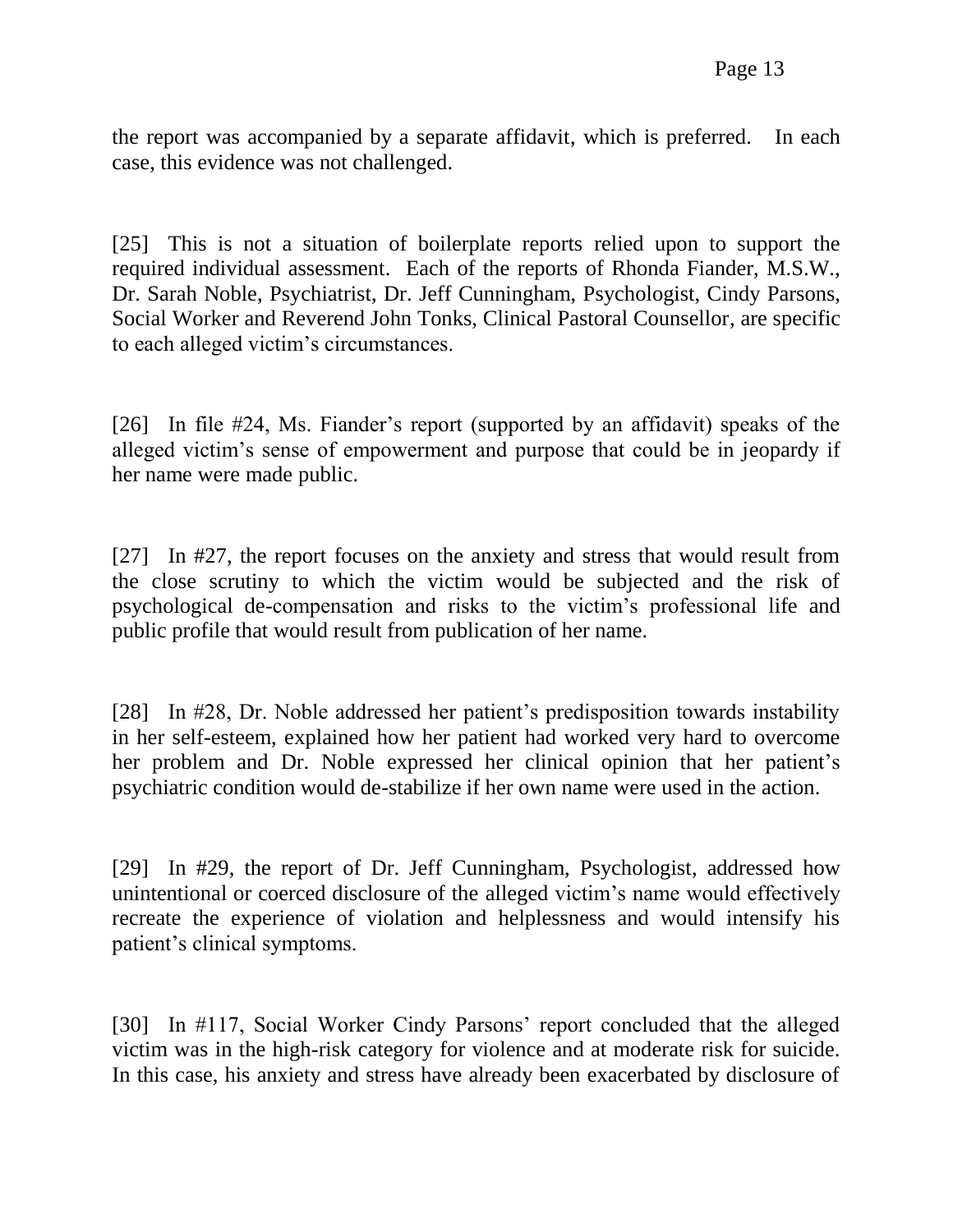the report was accompanied by a separate affidavit, which is preferred. In each case, this evidence was not challenged.

[25] This is not a situation of boilerplate reports relied upon to support the required individual assessment. Each of the reports of Rhonda Fiander, M.S.W., Dr. Sarah Noble, Psychiatrist, Dr. Jeff Cunningham, Psychologist, Cindy Parsons, Social Worker and Reverend John Tonks, Clinical Pastoral Counsellor, are specific to each alleged victim's circumstances.

[26] In file #24, Ms. Fiander's report (supported by an affidavit) speaks of the alleged victim's sense of empowerment and purpose that could be in jeopardy if her name were made public.

[27] In #27, the report focuses on the anxiety and stress that would result from the close scrutiny to which the victim would be subjected and the risk of psychological de-compensation and risks to the victim's professional life and public profile that would result from publication of her name.

[28] In #28, Dr. Noble addressed her patient's predisposition towards instability in her self-esteem, explained how her patient had worked very hard to overcome her problem and Dr. Noble expressed her clinical opinion that her patient's psychiatric condition would de-stabilize if her own name were used in the action.

[29] In #29, the report of Dr. Jeff Cunningham, Psychologist, addressed how unintentional or coerced disclosure of the alleged victim's name would effectively recreate the experience of violation and helplessness and would intensify his patient's clinical symptoms.

[30] In #117, Social Worker Cindy Parsons' report concluded that the alleged victim was in the high-risk category for violence and at moderate risk for suicide. In this case, his anxiety and stress have already been exacerbated by disclosure of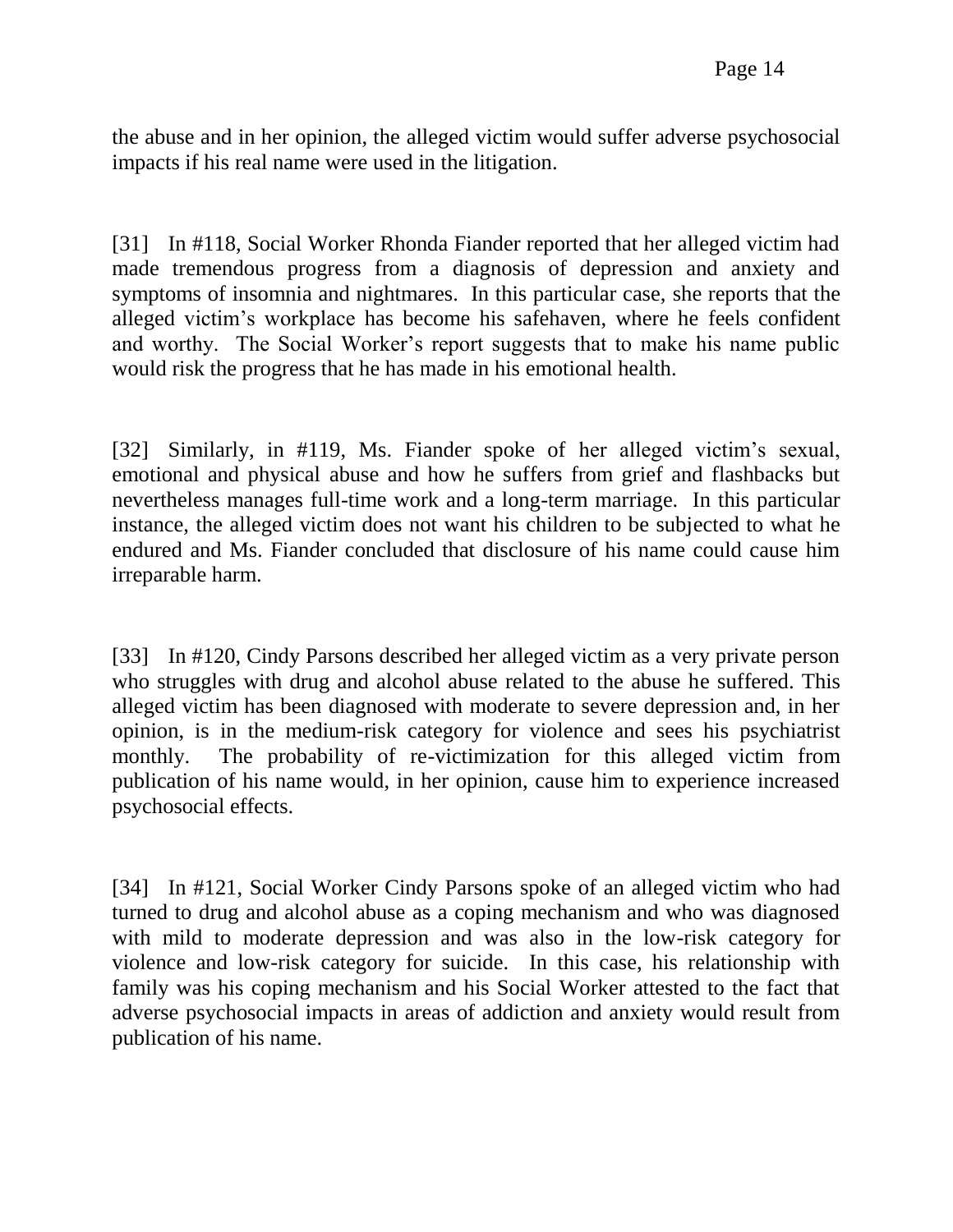the abuse and in her opinion, the alleged victim would suffer adverse psychosocial impacts if his real name were used in the litigation.

[31] In #118, Social Worker Rhonda Fiander reported that her alleged victim had made tremendous progress from a diagnosis of depression and anxiety and symptoms of insomnia and nightmares. In this particular case, she reports that the alleged victim's workplace has become his safehaven, where he feels confident and worthy. The Social Worker's report suggests that to make his name public would risk the progress that he has made in his emotional health.

[32] Similarly, in #119, Ms. Fiander spoke of her alleged victim's sexual, emotional and physical abuse and how he suffers from grief and flashbacks but nevertheless manages full-time work and a long-term marriage. In this particular instance, the alleged victim does not want his children to be subjected to what he endured and Ms. Fiander concluded that disclosure of his name could cause him irreparable harm.

[33] In #120, Cindy Parsons described her alleged victim as a very private person who struggles with drug and alcohol abuse related to the abuse he suffered. This alleged victim has been diagnosed with moderate to severe depression and, in her opinion, is in the medium-risk category for violence and sees his psychiatrist monthly. The probability of re-victimization for this alleged victim from publication of his name would, in her opinion, cause him to experience increased psychosocial effects.

[34] In #121, Social Worker Cindy Parsons spoke of an alleged victim who had turned to drug and alcohol abuse as a coping mechanism and who was diagnosed with mild to moderate depression and was also in the low-risk category for violence and low-risk category for suicide. In this case, his relationship with family was his coping mechanism and his Social Worker attested to the fact that adverse psychosocial impacts in areas of addiction and anxiety would result from publication of his name.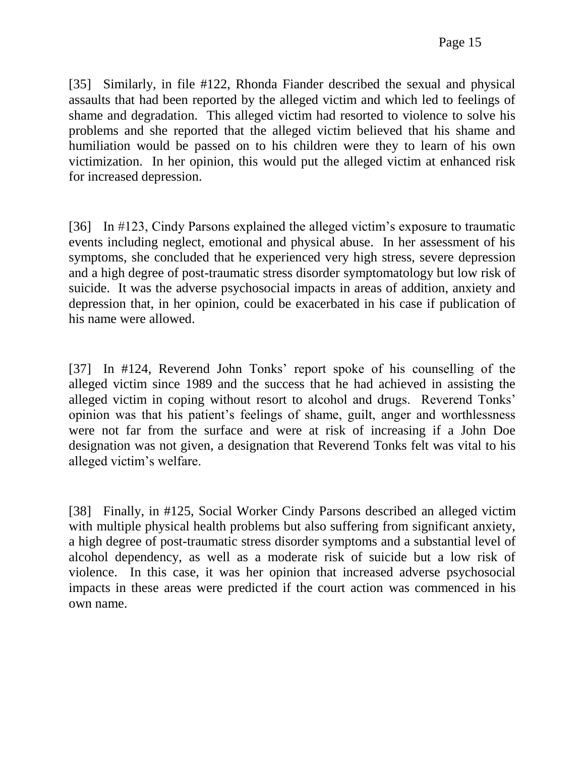[35] Similarly, in file #122, Rhonda Fiander described the sexual and physical assaults that had been reported by the alleged victim and which led to feelings of shame and degradation. This alleged victim had resorted to violence to solve his problems and she reported that the alleged victim believed that his shame and humiliation would be passed on to his children were they to learn of his own victimization. In her opinion, this would put the alleged victim at enhanced risk for increased depression.

[36] In #123, Cindy Parsons explained the alleged victim's exposure to traumatic events including neglect, emotional and physical abuse. In her assessment of his symptoms, she concluded that he experienced very high stress, severe depression and a high degree of post-traumatic stress disorder symptomatology but low risk of suicide. It was the adverse psychosocial impacts in areas of addition, anxiety and depression that, in her opinion, could be exacerbated in his case if publication of his name were allowed.

[37] In #124, Reverend John Tonks' report spoke of his counselling of the alleged victim since 1989 and the success that he had achieved in assisting the alleged victim in coping without resort to alcohol and drugs. Reverend Tonks' opinion was that his patient's feelings of shame, guilt, anger and worthlessness were not far from the surface and were at risk of increasing if a John Doe designation was not given, a designation that Reverend Tonks felt was vital to his alleged victim's welfare.

[38] Finally, in #125, Social Worker Cindy Parsons described an alleged victim with multiple physical health problems but also suffering from significant anxiety, a high degree of post-traumatic stress disorder symptoms and a substantial level of alcohol dependency, as well as a moderate risk of suicide but a low risk of violence. In this case, it was her opinion that increased adverse psychosocial impacts in these areas were predicted if the court action was commenced in his own name.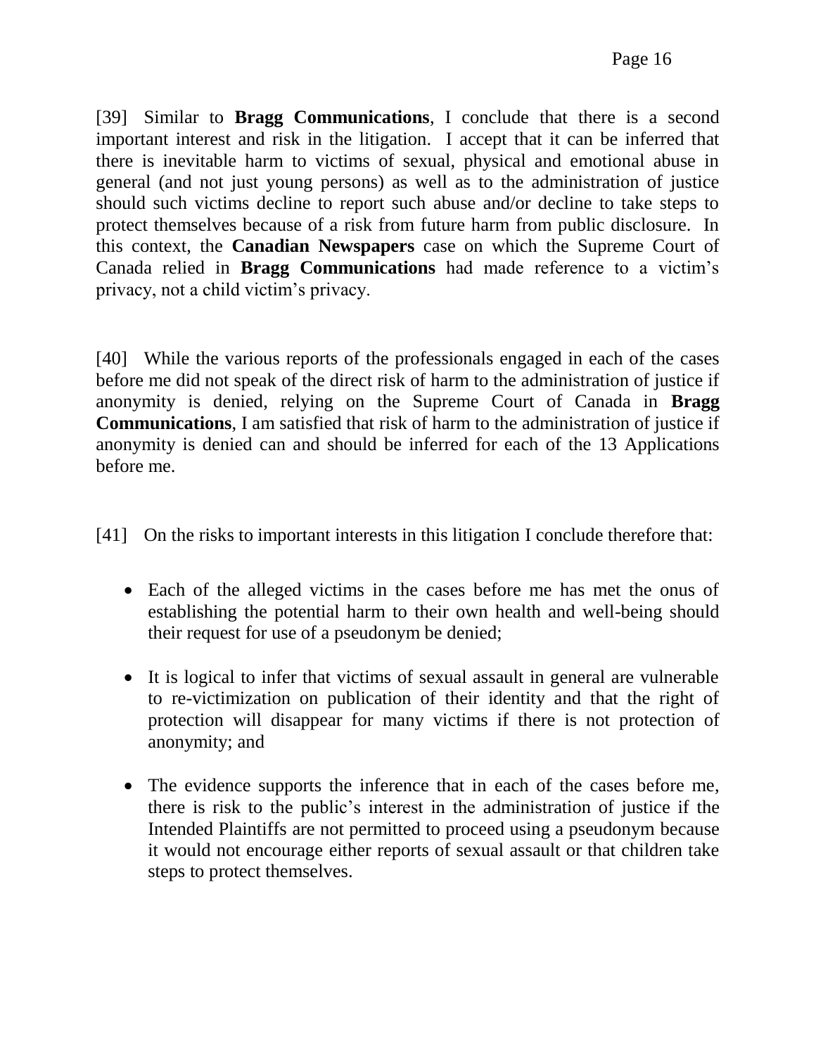[39] Similar to **Bragg Communications**, I conclude that there is a second important interest and risk in the litigation. I accept that it can be inferred that there is inevitable harm to victims of sexual, physical and emotional abuse in general (and not just young persons) as well as to the administration of justice should such victims decline to report such abuse and/or decline to take steps to protect themselves because of a risk from future harm from public disclosure. In this context, the **Canadian Newspapers** case on which the Supreme Court of Canada relied in **Bragg Communications** had made reference to a victim's privacy, not a child victim's privacy.

[40] While the various reports of the professionals engaged in each of the cases before me did not speak of the direct risk of harm to the administration of justice if anonymity is denied, relying on the Supreme Court of Canada in **Bragg Communications**, I am satisfied that risk of harm to the administration of justice if anonymity is denied can and should be inferred for each of the 13 Applications before me.

[41] On the risks to important interests in this litigation I conclude therefore that:

- Each of the alleged victims in the cases before me has met the onus of establishing the potential harm to their own health and well-being should their request for use of a pseudonym be denied;
- It is logical to infer that victims of sexual assault in general are vulnerable to re-victimization on publication of their identity and that the right of protection will disappear for many victims if there is not protection of anonymity; and
- The evidence supports the inference that in each of the cases before me, there is risk to the public's interest in the administration of justice if the Intended Plaintiffs are not permitted to proceed using a pseudonym because it would not encourage either reports of sexual assault or that children take steps to protect themselves.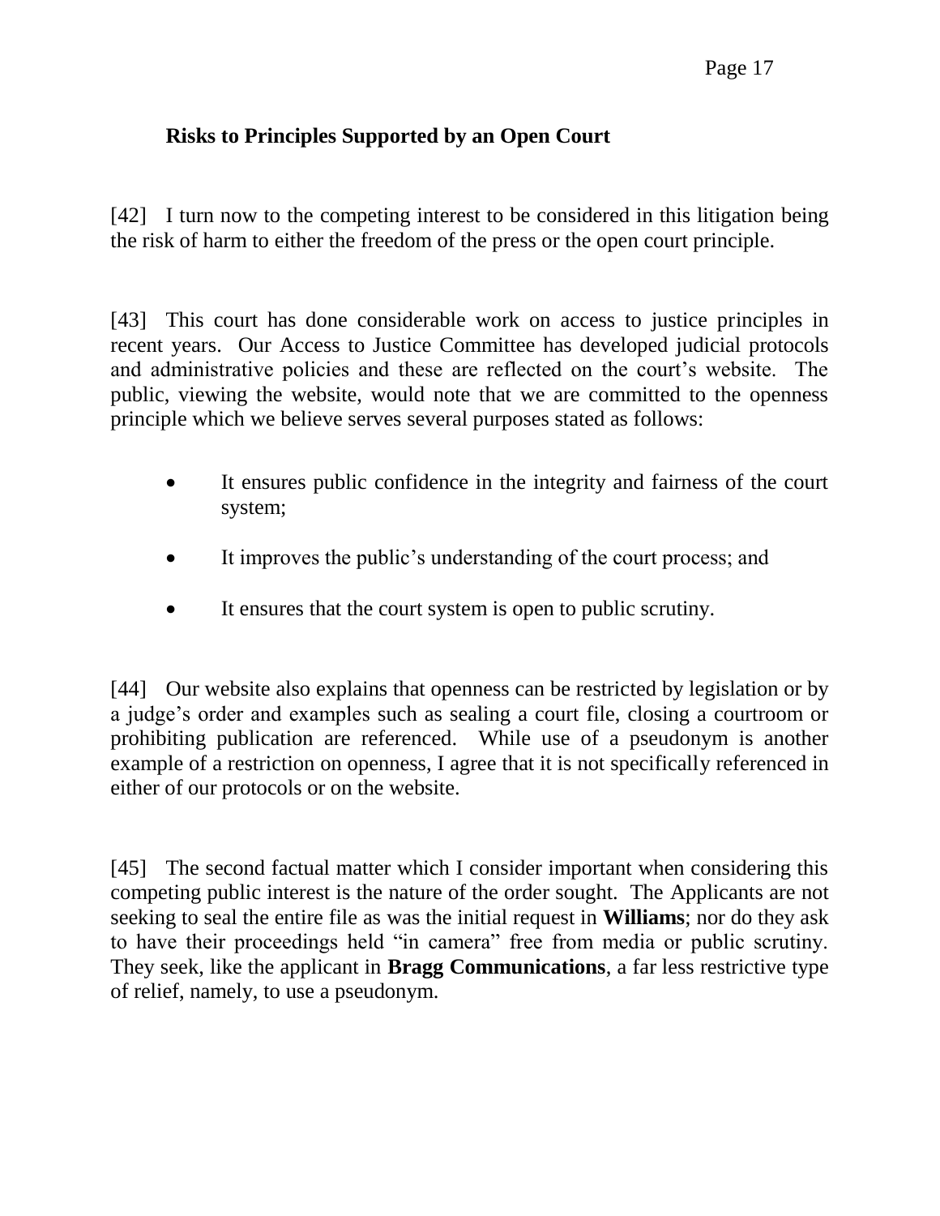### Risks to Principles Supported by an Open Court

[42] I turn now to the competing interest to be considered in this litigation being the risk of harm to either the freedom of the press or the open court principle.

[43] This court has done considerable work on access to justice principles in recent years. Our Access to Justice Committee has developed judicial protocols and administrative policies and these are reflected on the court's website. The public, viewing the website, would note that we are committed to the openness principle which we believe serves several purposes stated as follows:

- It ensures public confidence in the integrity and fairness of the court system;
- It improves the public's understanding of the court process; and
- It ensures that the court system is open to public scrutiny.

[44] Our website also explains that openness can be restricted by legislation or by a judge's order and examples such as sealing a court file, closing a courtroom or prohibiting publication are referenced. While use of a pseudonym is another example of a restriction on openness, I agree that it is not specifically referenced in either of our protocols or on the website.

[45] The second factual matter which I consider important when considering this competing public interest is the nature of the order sought. The Applicants are not seeking to seal the entire file as was the initial request in **Williams**; nor do they ask to have their proceedings held "in camera" free from media or public scrutiny. They seek, like the applicant in **Bragg Communications**, a far less restrictive type of relief, namely, to use a pseudonym.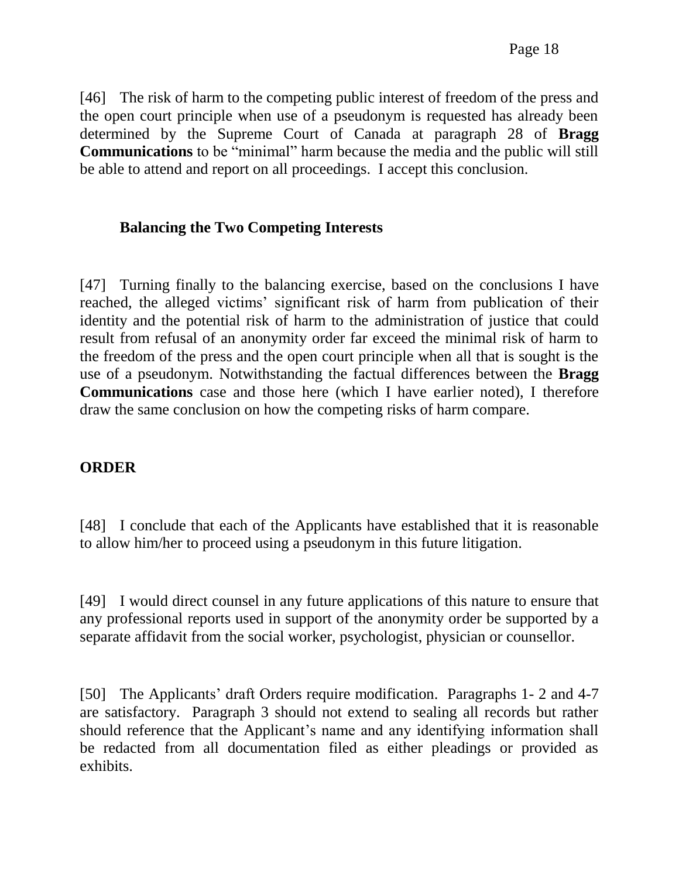[46] The risk of harm to the competing public interest of freedom of the press and the open court principle when use of a pseudonym is requested has already been determined by the Supreme Court of Canada at paragraph 28 of **Bragg Communications** to be "minimal" harm because the media and the public will still be able to attend and report on all proceedings. I accept this conclusion.

### Balancing the Two Competing Interests

[47] Turning finally to the balancing exercise, based on the conclusions I have reached, the alleged victims' significant risk of harm from publication of their identity and the potential risk of harm to the administration of justice that could result from refusal of an anonymity order far exceed the minimal risk of harm to the freedom of the press and the open court principle when all that is sought is the use of a pseudonym. Notwithstanding the factual differences between the **Bragg Communications** case and those here (which I have earlier noted), I therefore draw the same conclusion on how the competing risks of harm compare.

## ORDER

[48] I conclude that each of the Applicants have established that it is reasonable to allow him/her to proceed using a pseudonym in this future litigation.

[49] I would direct counsel in any future applications of this nature to ensure that any professional reports used in support of the anonymity order be supported by a separate affidavit from the social worker, psychologist, physician or counsellor.

[50] The Applicants' draft Orders require modification. Paragraphs 1- 2 and 4-7 are satisfactory. Paragraph 3 should not extend to sealing all records but rather should reference that the Applicant's name and any identifying information shall be redacted from all documentation filed as either pleadings or provided as exhibits.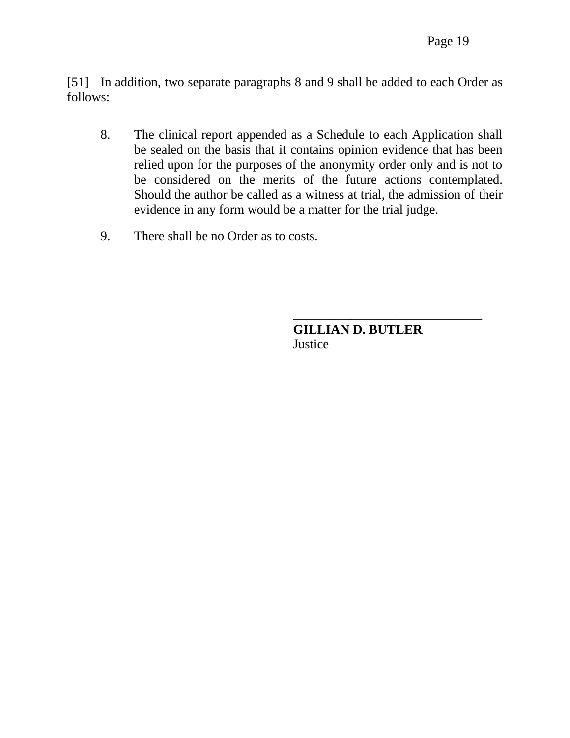[51] In addition, two separate paragraphs 8 and 9 shall be added to each Order as follows:

> 8. The clinical report appended as a Schedule to each Application shall be sealed on the basis that it contains opinion evidence that has been relied upon for the purposes of the anonymity order only and is not to be considered on the merits of the future actions contemplated. Should the author be called as a witness at trial, the admission of their evidence in any form would be a matter for the trial judge.
>
> 9. There shall be no Order as to costs.

\_\_\_\_\_\_\_\_\_\_\_\_\_\_\_\_\_\_\_\_\_\_\_\_\_\_\_\_\_\_

**GILLIAN D. BUTLER**
Justice